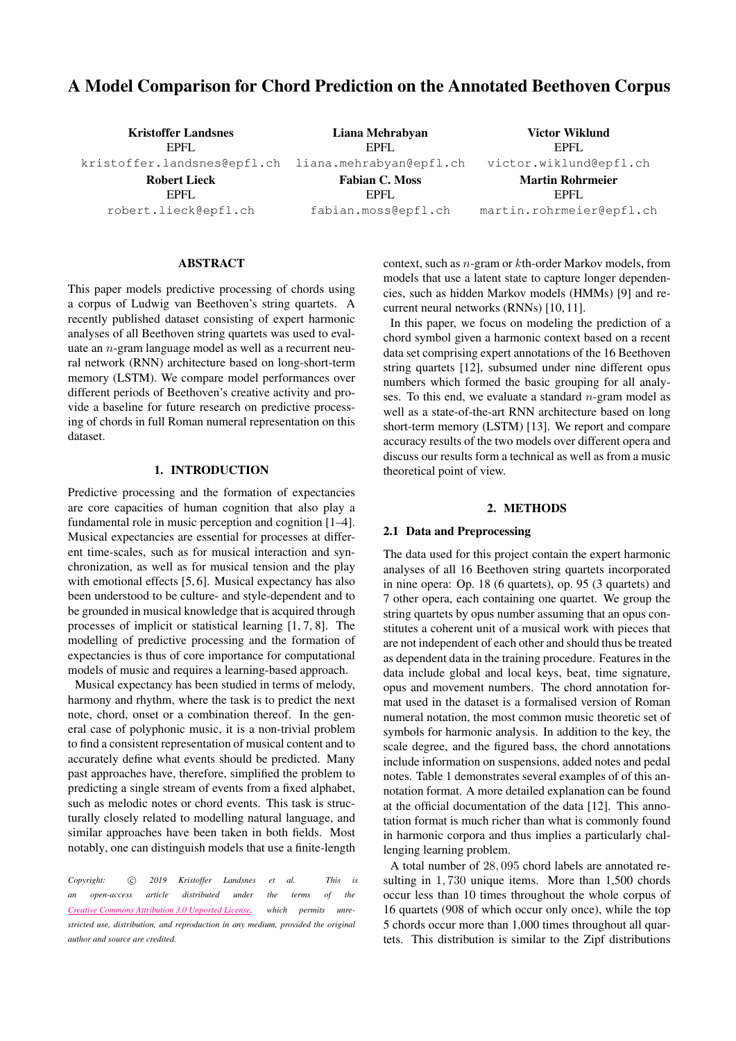# A Model Comparison for Chord Prediction on the Annotated Beethoven Corpus

**Kristoffer Landsnes**
EPFL
kristoffer.landsnes@epfl.ch

**Liana Mehrabyan**
EPFL
liana.mehrabyan@epfl.ch

**Victor Wiklund**
EPFL
victor.wiklund@epfl.ch

**Robert Lieck**
EPFL
robert.lieck@epfl.ch

**Fabian C. Moss**
EPFL
fabian.moss@epfl.ch

**Martin Rohrmeier**
EPFL
martin.rohrmeier@epfl.ch

## ABSTRACT

This paper models predictive processing of chords using a corpus of Ludwig van Beethoven's string quartets. A recently published dataset consisting of expert harmonic analyses of all Beethoven string quartets was used to evaluate an $n$-gram language model as well as a recurrent neural network (RNN) architecture based on long-short-term memory (LSTM). We compare model performances over different periods of Beethoven's creative activity and provide a baseline for future research on predictive processing of chords in full Roman numeral representation on this dataset.

## 1. INTRODUCTION

Predictive processing and the formation of expectancies are core capacities of human cognition that also play a fundamental role in music perception and cognition [1–4]. Musical expectancies are essential for processes at different time-scales, such as for musical interaction and synchronization, as well as for musical tension and the play with emotional effects [5, 6]. Musical expectancy has also been understood to be culture- and style-dependent and to be grounded in musical knowledge that is acquired through processes of implicit or statistical learning [1, 7, 8]. The modelling of predictive processing and the formation of expectancies is thus of core importance for computational models of music and requires a learning-based approach.

Musical expectancy has been studied in terms of melody, harmony and rhythm, where the task is to predict the next note, chord, onset or a combination thereof. In the general case of polyphonic music, it is a non-trivial problem to find a consistent representation of musical content and to accurately define what events should be predicted. Many past approaches have, therefore, simplified the problem to predicting a single stream of events from a fixed alphabet, such as melodic notes or chord events. This task is structurally closely related to modelling natural language, and similar approaches have been taken in both fields. Most notably, one can distinguish models that use a finite-length context, such as $n$-gram or $k$th-order Markov models, from models that use a latent state to capture longer dependencies, such as hidden Markov models (HMMs) [9] and recurrent neural networks (RNNs) [10, 11].

In this paper, we focus on modeling the prediction of a chord symbol given a harmonic context based on a recent data set comprising expert annotations of the 16 Beethoven string quartets [12], subsumed under nine different opus numbers which formed the basic grouping for all analyses. To this end, we evaluate a standard $n$-gram model as well as a state-of-the-art RNN architecture based on long short-term memory (LSTM) [13]. We report and compare accuracy results of the two models over different opera and discuss our results form a technical as well as from a music theoretical point of view.

## 2. METHODS

### 2.1 Data and Preprocessing

The data used for this project contain the expert harmonic analyses of all 16 Beethoven string quartets incorporated in nine opera: Op. 18 (6 quartets), op. 95 (3 quartets) and 7 other opera, each containing one quartet. We group the string quartets by opus number assuming that an opus constitutes a coherent unit of a musical work with pieces that are not independent of each other and should thus be treated as dependent data in the training procedure. Features in the data include global and local keys, beat, time signature, opus and movement numbers. The chord annotation format used in the dataset is a formalised version of Roman numeral notation, the most common music theoretic set of symbols for harmonic analysis. In addition to the key, the scale degree, and the figured bass, the chord annotations include information on suspensions, added notes and pedal notes. Table 1 demonstrates several examples of of this annotation format. A more detailed explanation can be found at the official documentation of the data [12]. This annotation format is much richer than what is commonly found in harmonic corpora and thus implies a particularly challenging learning problem.

A total number of $28,095$ chord labels are annotated resulting in $1,730$ unique items. More than 1,500 chords occur less than 10 times throughout the whole corpus of 16 quartets (908 of which occur only once), while the top 5 chords occur more than 1,000 times throughout all quartets. This distribution is similar to the Zipf distributions

*Copyright: © 2019 Kristoffer Landsnes et al. This is an open-access article distributed under the terms of the Creative Commons Attribution 3.0 Unported License, which permits unrestricted use, distribution, and reproduction in any medium, provided the original author and source are credited.*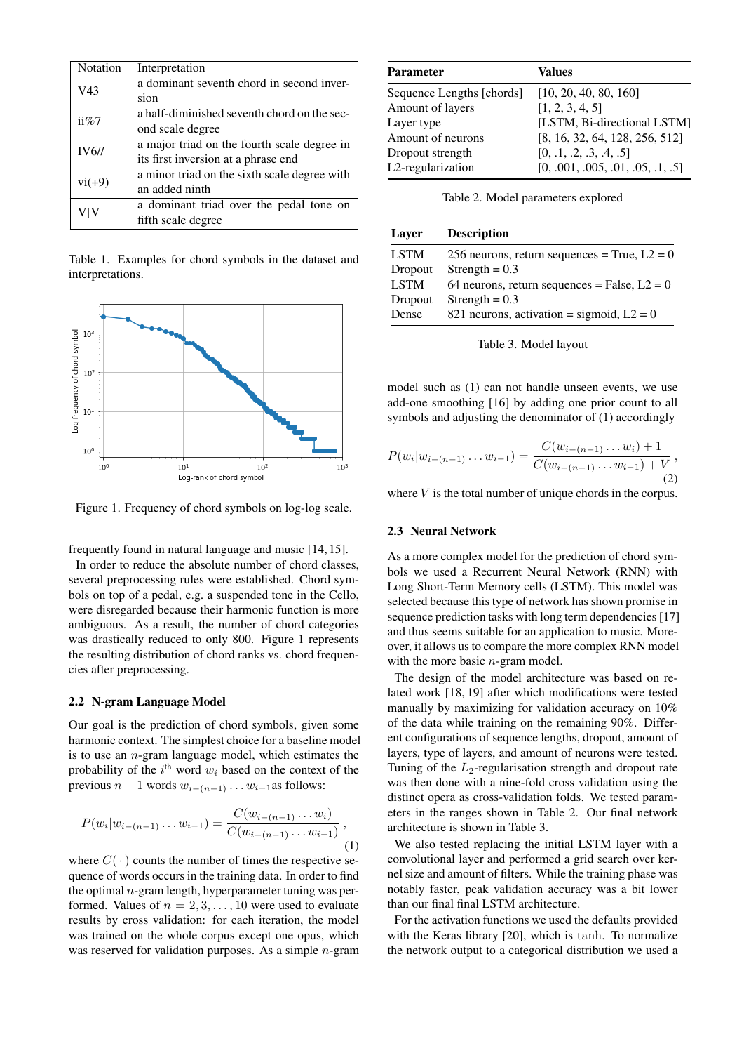| Notation | Interpretation |
|---|---|
| V43 | a dominant seventh chord in second inversion |
| ii%7 | a half-diminished seventh chord on the second scale degree |
| IV6// | a major triad on the fourth scale degree in its first inversion at a phrase end |
| vi(+9) | a minor triad on the sixth scale degree with an added ninth |
| V[V | a dominant triad over the pedal tone on fifth scale degree |

Table 1. Examples for chord symbols in the dataset and interpretations.

Log-frequency of chord symbol

$10^3$
$10^2$
$10^1$
$10^0$

$10^0$ $10^1$ $10^2$ $10^3$

Log-rank of chord symbol

Figure 1. Frequency of chord symbols on log-log scale.

frequently found in natural language and music [14, 15].

In order to reduce the absolute number of chord classes, several preprocessing rules were established. Chord symbols on top of a pedal, e.g. a suspended tone in the Cello, were disregarded because their harmonic function is more ambiguous. As a result, the number of chord categories was drastically reduced to only 800. Figure 1 represents the resulting distribution of chord ranks vs. chord frequencies after preprocessing.

### 2.2 N-gram Language Model

Our goal is the prediction of chord symbols, given some harmonic context. The simplest choice for a baseline model is to use an $n$-gram language model, which estimates the probability of the $i^{\text{th}}$ word $w_i$ based on the context of the previous $n-1$ words $w_{i-(n-1)} \dots w_{i-1}$as follows:

$$P(w_i | w_{i-(n-1)} \dots w_{i-1}) = \frac{C(w_{i-(n-1)} \dots w_i)}{C(w_{i-(n-1)} \dots w_{i-1})}, \quad (1)$$

where $C(\cdot)$ counts the number of times the respective sequence of words occurs in the training data. In order to find the optimal $n$-gram length, hyperparameter tuning was performed. Values of $n = 2, 3, \dots, 10$ were used to evaluate results by cross validation: for each iteration, the model was trained on the whole corpus except one opus, which was reserved for validation purposes. As a simple $n$-gram model such as (1) can not handle unseen events, we use add-one smoothing [16] by adding one prior count to all symbols and adjusting the denominator of (1) accordingly

$$P(w_i | w_{i-(n-1)} \dots w_{i-1}) = \frac{C(w_{i-(n-1)} \dots w_i) + 1}{C(w_{i-(n-1)} \dots w_{i-1}) + V}, \quad (2)$$

where $V$ is the total number of unique chords in the corpus.

| Parameter | Values |
|---|---|
| Sequence Lengths [chords] | [10, 20, 40, 80, 160] |
| Amount of layers | [1, 2, 3, 4, 5] |
| Layer type | [LSTM, Bi-directional LSTM] |
| Amount of neurons | [8, 16, 32, 64, 128, 256, 512] |
| Dropout strength | [0, .1, .2, .3, .4, .5] |
| L2-regularization | [0, .001, .005, .01, .05, .1, .5] |

Table 2. Model parameters explored

| Layer | Description |
|---|---|
| LSTM | 256 neurons, return sequences = True, L2 = 0 |
| Dropout | Strength = 0.3 |
| LSTM | 64 neurons, return sequences = False, L2 = 0 |
| Dropout | Strength = 0.3 |
| Dense | 821 neurons, activation = sigmoid, L2 = 0 |

Table 3. Model layout

### 2.3 Neural Network

As a more complex model for the prediction of chord symbols we used a Recurrent Neural Network (RNN) with Long Short-Term Memory cells (LSTM). This model was selected because this type of network has shown promise in sequence prediction tasks with long term dependencies [17] and thus seems suitable for an application to music. Moreover, it allows us to compare the more complex RNN model with the more basic $n$-gram model.

The design of the model architecture was based on related work [18, 19] after which modifications were tested manually by maximizing for validation accuracy on 10% of the data while training on the remaining 90%. Different configurations of sequence lengths, dropout, amount of layers, type of layers, and amount of neurons were tested. Tuning of the $L_2$-regularisation strength and dropout rate was then done with a nine-fold cross validation using the distinct opera as cross-validation folds. We tested parameters in the ranges shown in Table 2. Our final network architecture is shown in Table 3.

We also tested replacing the initial LSTM layer with a convolutional layer and performed a grid search over kernel size and amount of filters. While the training phase was notably faster, peak validation accuracy was a bit lower than our final final LSTM architecture.

For the activation functions we used the defaults provided with the Keras library [20], which is tanh. To normalize the network output to a categorical distribution we used a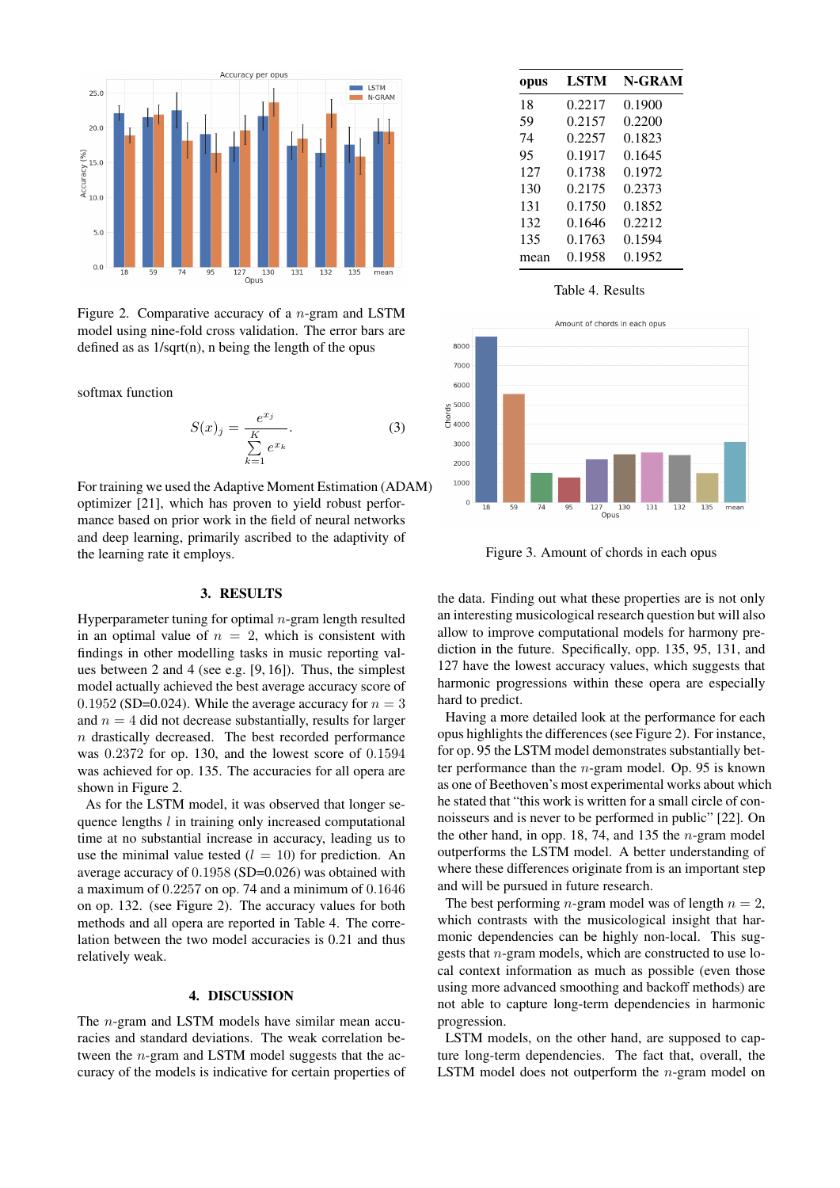Accuracy per opus

25.0
20.0
15.0
10.0
5.0
0.0

Accuracy (%)

LSTM
N-GRAM

18 59 74 95 127 130 131 132 135 mean

Opus

Figure 2. Comparative accuracy of a $n$-gram and LSTM model using nine-fold cross validation. The error bars are defined as as 1/sqrt(n), n being the length of the opus

softmax function

$$S(x)_j = \frac{e^{x_j}}{\sum_{k=1}^{K} e^{x_k}}. \tag{3}$$

For training we used the Adaptive Moment Estimation (ADAM) optimizer [21], which has proven to yield robust performance based on prior work in the field of neural networks and deep learning, primarily ascribed to the adaptivity of the learning rate it employs.

## 3. RESULTS

Hyperparameter tuning for optimal $n$-gram length resulted in an optimal value of $n = 2$, which is consistent with findings in other modelling tasks in music reporting values between 2 and 4 (see e.g. [9, 16]). Thus, the simplest model actually achieved the best average accuracy score of $0.1952$ (SD=0.024). While the average accuracy for $n = 3$ and $n = 4$ did not decrease substantially, results for larger $n$ drastically decreased. The best recorded performance was $0.2372$ for op. 130, and the lowest score of $0.1594$ was achieved for op. 135. The accuracies for all opera are shown in Figure 2.

As for the LSTM model, it was observed that longer sequence lengths $l$ in training only increased computational time at no substantial increase in accuracy, leading us to use the minimal value tested ($l = 10$) for prediction. An average accuracy of $0.1958$ (SD=0.026) was obtained with a maximum of $0.2257$ on op. 74 and a minimum of $0.1646$ on op. 132. (see Figure 2). The accuracy values for both methods and all opera are reported in Table 4. The correlation between the two model accuracies is 0.21 and thus relatively weak.

## 4. DISCUSSION

The $n$-gram and LSTM models have similar mean accuracies and standard deviations. The weak correlation between the $n$-gram and LSTM model suggests that the accuracy of the models is indicative for certain properties of the data. Finding out what these properties are is not only an interesting musicological research question but will also allow to improve computational models for harmony prediction in the future. Specifically, opp. 135, 95, 131, and 127 have the lowest accuracy values, which suggests that harmonic progressions within these opera are especially hard to predict.

Having a more detailed look at the performance for each opus highlights the differences (see Figure 2). For instance, for op. 95 the LSTM model demonstrates substantially better performance than the $n$-gram model. Op. 95 is known as one of Beethoven's most experimental works about which he stated that "this work is written for a small circle of connoisseurs and is never to be performed in public" [22]. On the other hand, in opp. 18, 74, and 135 the $n$-gram model outperforms the LSTM model. A better understanding of where these differences originate from is an important step and will be pursued in future research.

The best performing $n$-gram model was of length $n = 2$, which contrasts with the musicological insight that harmonic dependencies can be highly non-local. This suggests that $n$-gram models, which are constructed to use local context information as much as possible (even those using more advanced smoothing and backoff methods) are not able to capture long-term dependencies in harmonic progression.

LSTM models, on the other hand, are supposed to capture long-term dependencies. The fact that, overall, the LSTM model does not outperform the $n$-gram model on

| opus | LSTM | N-GRAM |
|---|---|---|
| 18 | 0.2217 | 0.1900 |
| 59 | 0.2157 | 0.2200 |
| 74 | 0.2257 | 0.1823 |
| 95 | 0.1917 | 0.1645 |
| 127 | 0.1738 | 0.1972 |
| 130 | 0.2175 | 0.2373 |
| 131 | 0.1750 | 0.1852 |
| 132 | 0.1646 | 0.2212 |
| 135 | 0.1763 | 0.1594 |
| mean | 0.1958 | 0.1952 |

Table 4. Results

Amount of chords in each opus

8000
7000
6000
5000
4000
3000
2000
1000
0

Chords

18 59 74 95 127 130 131 132 135 mean

Opus

Figure 3. Amount of chords in each opus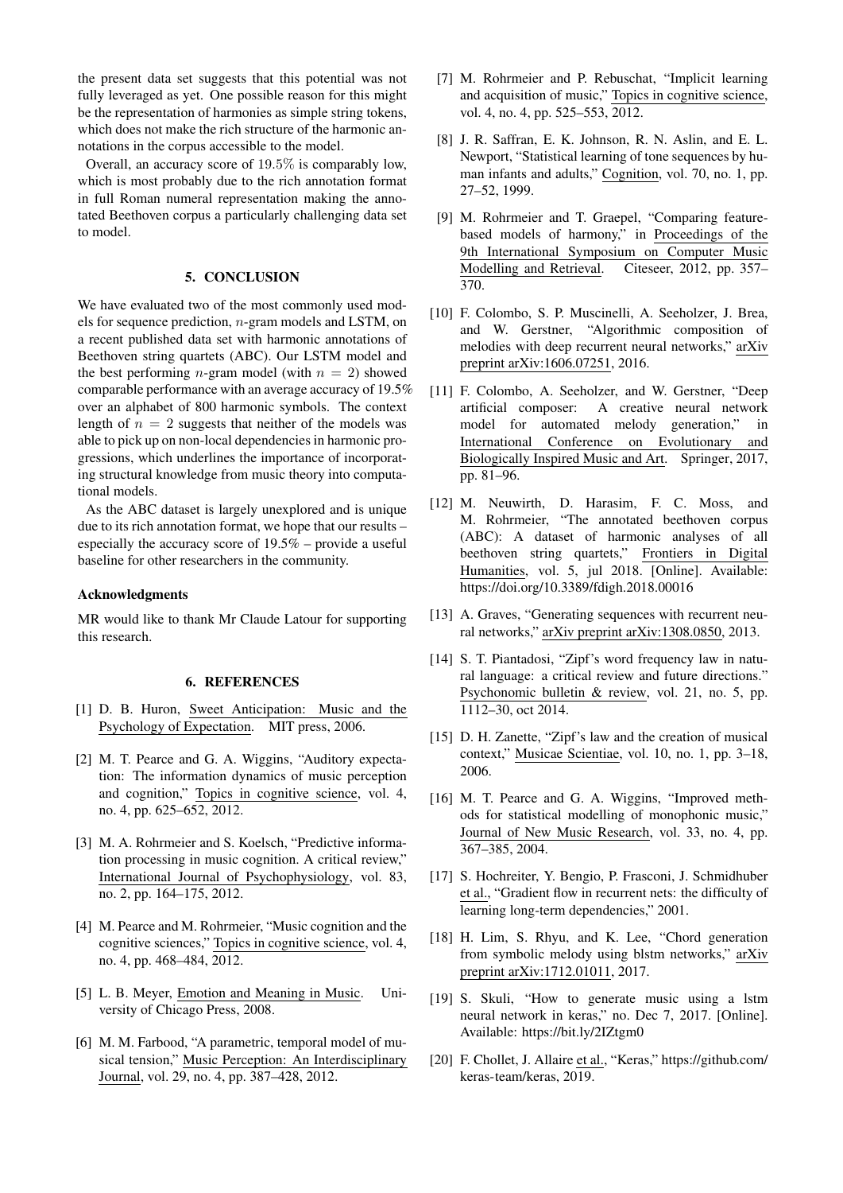the present data set suggests that this potential was not fully leveraged as yet. One possible reason for this might be the representation of harmonies as simple string tokens, which does not make the rich structure of the harmonic annotations in the corpus accessible to the model.

Overall, an accuracy score of $19.5\%$ is comparably low, which is most probably due to the rich annotation format in full Roman numeral representation making the annotated Beethoven corpus a particularly challenging data set to model.

## 5. CONCLUSION

We have evaluated two of the most commonly used models for sequence prediction, $n$-gram models and LSTM, on a recent published data set with harmonic annotations of Beethoven string quartets (ABC). Our LSTM model and the best performing $n$-gram model (with $n = 2$) showed comparable performance with an average accuracy of 19.5% over an alphabet of 800 harmonic symbols. The context length of $n = 2$ suggests that neither of the models was able to pick up on non-local dependencies in harmonic progressions, which underlines the importance of incorporating structural knowledge from music theory into computational models.

As the ABC dataset is largely unexplored and is unique due to its rich annotation format, we hope that our results – especially the accuracy score of 19.5% – provide a useful baseline for other researchers in the community.

### Acknowledgments

MR would like to thank Mr Claude Latour for supporting this research.

## 6. REFERENCES

[1] D. B. Huron, Sweet Anticipation: Music and the Psychology of Expectation. MIT press, 2006.

[2] M. T. Pearce and G. A. Wiggins, "Auditory expectation: The information dynamics of music perception and cognition," Topics in cognitive science, vol. 4, no. 4, pp. 625–652, 2012.

[3] M. A. Rohrmeier and S. Koelsch, "Predictive information processing in music cognition. A critical review," International Journal of Psychophysiology, vol. 83, no. 2, pp. 164–175, 2012.

[4] M. Pearce and M. Rohrmeier, "Music cognition and the cognitive sciences," Topics in cognitive science, vol. 4, no. 4, pp. 468–484, 2012.

[5] L. B. Meyer, Emotion and Meaning in Music. University of Chicago Press, 2008.

[6] M. M. Farbood, "A parametric, temporal model of musical tension," Music Perception: An Interdisciplinary Journal, vol. 29, no. 4, pp. 387–428, 2012.

[7] M. Rohrmeier and P. Rebuschat, "Implicit learning and acquisition of music," Topics in cognitive science, vol. 4, no. 4, pp. 525–553, 2012.

[8] J. R. Saffran, E. K. Johnson, R. N. Aslin, and E. L. Newport, "Statistical learning of tone sequences by human infants and adults," Cognition, vol. 70, no. 1, pp. 27–52, 1999.

[9] M. Rohrmeier and T. Graepel, "Comparing feature-based models of harmony," in Proceedings of the 9th International Symposium on Computer Music Modelling and Retrieval. Citeseer, 2012, pp. 357–370.

[10] F. Colombo, S. P. Muscinelli, A. Seeholzer, J. Brea, and W. Gerstner, "Algorithmic composition of melodies with deep recurrent neural networks," arXiv preprint arXiv:1606.07251, 2016.

[11] F. Colombo, A. Seeholzer, and W. Gerstner, "Deep artificial composer: A creative neural network model for automated melody generation," in International Conference on Evolutionary and Biologically Inspired Music and Art. Springer, 2017, pp. 81–96.

[12] M. Neuwirth, D. Harasim, F. C. Moss, and M. Rohrmeier, "The annotated beethoven corpus (ABC): A dataset of harmonic analyses of all beethoven string quartets," Frontiers in Digital Humanities, vol. 5, jul 2018. [Online]. Available: https://doi.org/10.3389/fdigh.2018.00016

[13] A. Graves, "Generating sequences with recurrent neural networks," arXiv preprint arXiv:1308.0850, 2013.

[14] S. T. Piantadosi, "Zipf's word frequency law in natural language: a critical review and future directions." Psychonomic bulletin & review, vol. 21, no. 5, pp. 1112–30, oct 2014.

[15] D. H. Zanette, "Zipf's law and the creation of musical context," Musicae Scientiae, vol. 10, no. 1, pp. 3–18, 2006.

[16] M. T. Pearce and G. A. Wiggins, "Improved methods for statistical modelling of monophonic music," Journal of New Music Research, vol. 33, no. 4, pp. 367–385, 2004.

[17] S. Hochreiter, Y. Bengio, P. Frasconi, J. Schmidhuber et al., "Gradient flow in recurrent nets: the difficulty of learning long-term dependencies," 2001.

[18] H. Lim, S. Rhyu, and K. Lee, "Chord generation from symbolic melody using blstm networks," arXiv preprint arXiv:1712.01011, 2017.

[19] S. Skuli, "How to generate music using a lstm neural network in keras," no. Dec 7, 2017. [Online]. Available: https://bit.ly/2IZtgm0

[20] F. Chollet, J. Allaire et al., "Keras," https://github.com/keras-team/keras, 2019.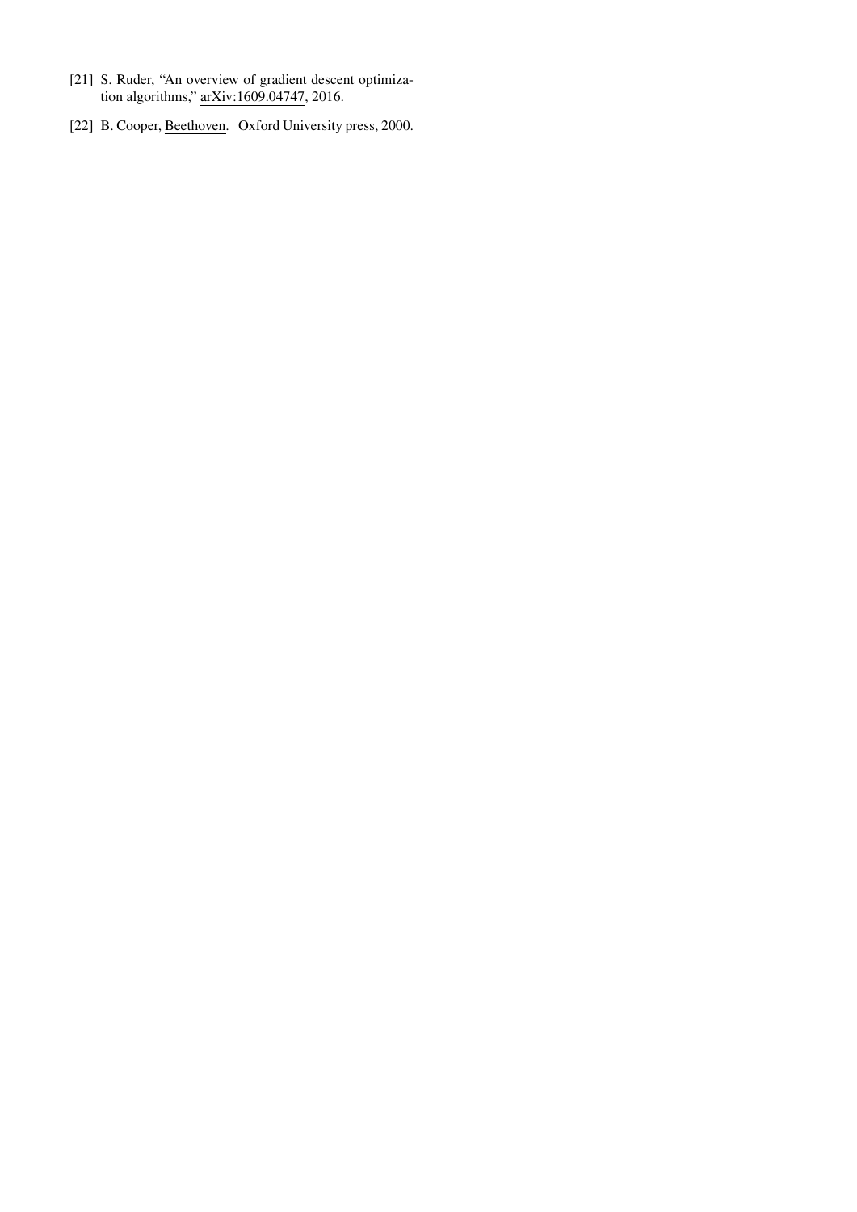[21] S. Ruder, "An overview of gradient descent optimization algorithms," arXiv:1609.04747, 2016.

[22] B. Cooper, Beethoven. Oxford University press, 2000.